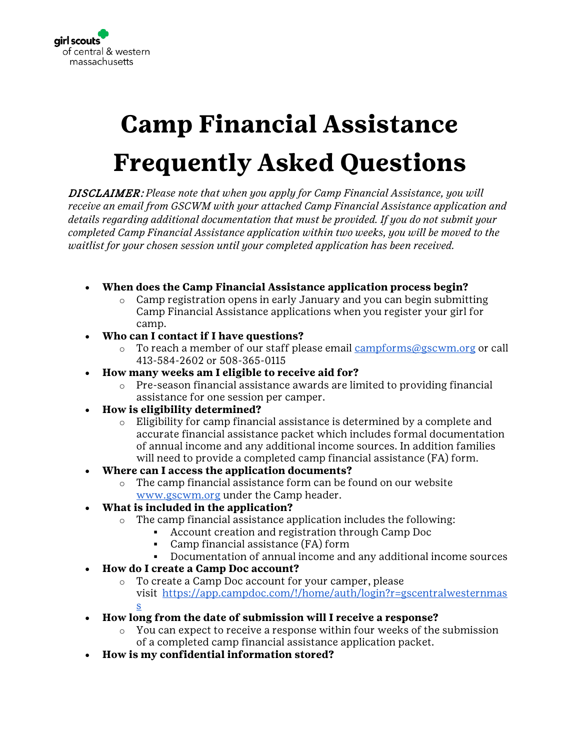girl scouts of central & western massachusetts

# Camp Financial Assistance Frequently Asked Questions

***DISCLAIMER:*** *Please note that when you apply for Camp Financial Assistance, you will receive an email from GSCWM with your attached Camp Financial Assistance application and details regarding additional documentation that must be provided. If you do not submit your completed Camp Financial Assistance application within two weeks, you will be moved to the waitlist for your chosen session until your completed application has been received.*

- **When does the Camp Financial Assistance application process begin?**
  - Camp registration opens in early January and you can begin submitting Camp Financial Assistance applications when you register your girl for camp.
- **Who can I contact if I have questions?**
  - To reach a member of our staff please email [campforms@gscwm.org](mailto:campforms@gscwm.org) or call 413-584-2602 or 508-365-0115
- **How many weeks am I eligible to receive aid for?**
  - Pre-season financial assistance awards are limited to providing financial assistance for one session per camper.
- **How is eligibility determined?**
  - Eligibility for camp financial assistance is determined by a complete and accurate financial assistance packet which includes formal documentation of annual income and any additional income sources. In addition families will need to provide a completed camp financial assistance (FA) form.
- **Where can I access the application documents?**
  - The camp financial assistance form can be found on our website [www.gscwm.org](http://www.gscwm.org) under the Camp header.
- **What is included in the application?**
  - The camp financial assistance application includes the following:
    - Account creation and registration through Camp Doc
    - Camp financial assistance (FA) form
    - Documentation of annual income and any additional income sources
- **How do I create a Camp Doc account?**
  - To create a Camp Doc account for your camper, please visit [https://app.campdoc.com/!/home/auth/login?r=gscentralwesternmass](https://app.campdoc.com/!/home/auth/login?r=gscentralwesternmass)
- **How long from the date of submission will I receive a response?**
  - You can expect to receive a response within four weeks of the submission of a completed camp financial assistance application packet.
- **How is my confidential information stored?**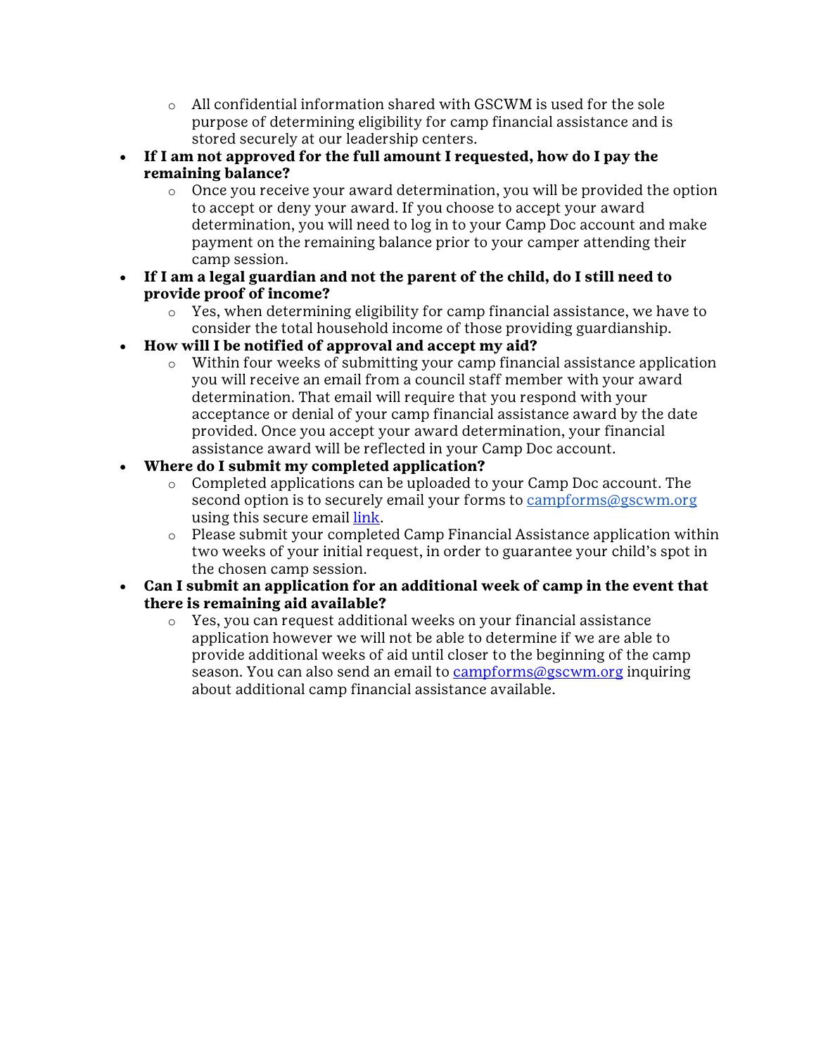- All confidential information shared with GSCWM is used for the sole purpose of determining eligibility for camp financial assistance and is stored securely at our leadership centers.
- **If I am not approved for the full amount I requested, how do I pay the remaining balance?**
    - Once you receive your award determination, you will be provided the option to accept or deny your award. If you choose to accept your award determination, you will need to log in to your Camp Doc account and make payment on the remaining balance prior to your camper attending their camp session.
- **If I am a legal guardian and not the parent of the child, do I still need to provide proof of income?**
    - Yes, when determining eligibility for camp financial assistance, we have to consider the total household income of those providing guardianship.
- **How will I be notified of approval and accept my aid?**
    - Within four weeks of submitting your camp financial assistance application you will receive an email from a council staff member with your award determination. That email will require that you respond with your acceptance or denial of your camp financial assistance award by the date provided. Once you accept your award determination, your financial assistance award will be reflected in your Camp Doc account.
- **Where do I submit my completed application?**
    - Completed applications can be uploaded to your Camp Doc account. The second option is to securely email your forms to campforms@gscwm.org using this secure email link.
    - Please submit your completed Camp Financial Assistance application within two weeks of your initial request, in order to guarantee your child's spot in the chosen camp session.
- **Can I submit an application for an additional week of camp in the event that there is remaining aid available?**
    - Yes, you can request additional weeks on your financial assistance application however we will not be able to determine if we are able to provide additional weeks of aid until closer to the beginning of the camp season. You can also send an email to campforms@gscwm.org inquiring about additional camp financial assistance available.